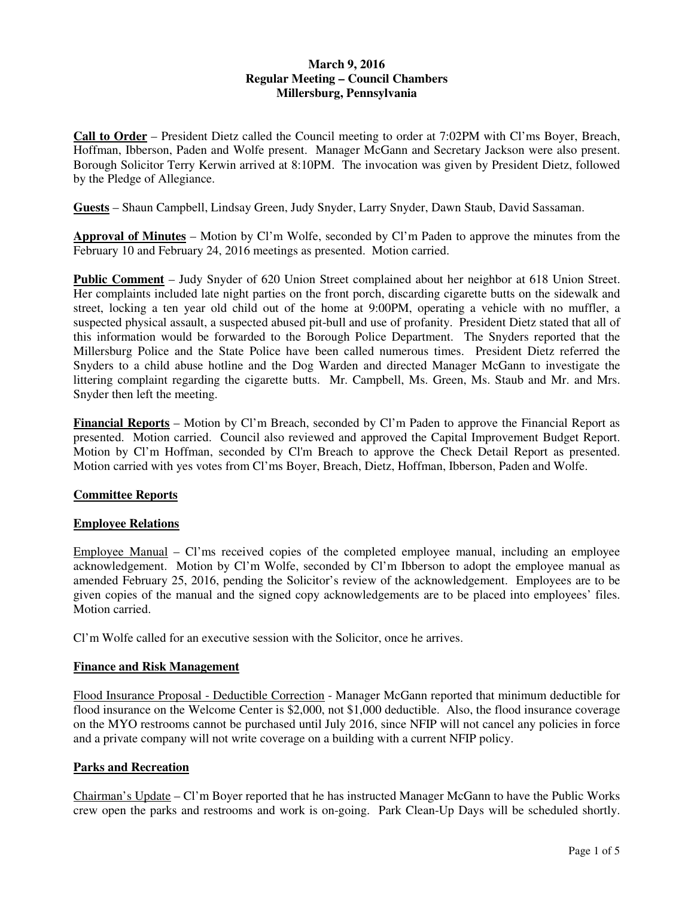**March 9, 2016**
**Regular Meeting – Council Chambers**
**Millersburg, Pennsylvania**

**Call to Order** – President Dietz called the Council meeting to order at 7:02PM with Cl'ms Boyer, Breach, Hoffman, Ibberson, Paden and Wolfe present. Manager McGann and Secretary Jackson were also present. Borough Solicitor Terry Kerwin arrived at 8:10PM. The invocation was given by President Dietz, followed by the Pledge of Allegiance.

**Guests** – Shaun Campbell, Lindsay Green, Judy Snyder, Larry Snyder, Dawn Staub, David Sassaman.

**Approval of Minutes** – Motion by Cl'm Wolfe, seconded by Cl'm Paden to approve the minutes from the February 10 and February 24, 2016 meetings as presented. Motion carried.

**Public Comment** – Judy Snyder of 620 Union Street complained about her neighbor at 618 Union Street. Her complaints included late night parties on the front porch, discarding cigarette butts on the sidewalk and street, locking a ten year old child out of the home at 9:00PM, operating a vehicle with no muffler, a suspected physical assault, a suspected abused pit-bull and use of profanity. President Dietz stated that all of this information would be forwarded to the Borough Police Department. The Snyders reported that the Millersburg Police and the State Police have been called numerous times. President Dietz referred the Snyders to a child abuse hotline and the Dog Warden and directed Manager McGann to investigate the littering complaint regarding the cigarette butts. Mr. Campbell, Ms. Green, Ms. Staub and Mr. and Mrs. Snyder then left the meeting.

**Financial Reports** – Motion by Cl'm Breach, seconded by Cl'm Paden to approve the Financial Report as presented. Motion carried. Council also reviewed and approved the Capital Improvement Budget Report. Motion by Cl'm Hoffman, seconded by Cl'm Breach to approve the Check Detail Report as presented. Motion carried with yes votes from Cl'ms Boyer, Breach, Dietz, Hoffman, Ibberson, Paden and Wolfe.

## Committee Reports

### Employee Relations

Employee Manual – Cl'ms received copies of the completed employee manual, including an employee acknowledgement. Motion by Cl'm Wolfe, seconded by Cl'm Ibberson to adopt the employee manual as amended February 25, 2016, pending the Solicitor's review of the acknowledgement. Employees are to be given copies of the manual and the signed copy acknowledgements are to be placed into employees' files. Motion carried.

Cl'm Wolfe called for an executive session with the Solicitor, once he arrives.

### Finance and Risk Management

Flood Insurance Proposal - Deductible Correction - Manager McGann reported that minimum deductible for flood insurance on the Welcome Center is $2,000, not $1,000 deductible. Also, the flood insurance coverage on the MYO restrooms cannot be purchased until July 2016, since NFIP will not cancel any policies in force and a private company will not write coverage on a building with a current NFIP policy.

### Parks and Recreation

Chairman's Update – Cl'm Boyer reported that he has instructed Manager McGann to have the Public Works crew open the parks and restrooms and work is on-going. Park Clean-Up Days will be scheduled shortly.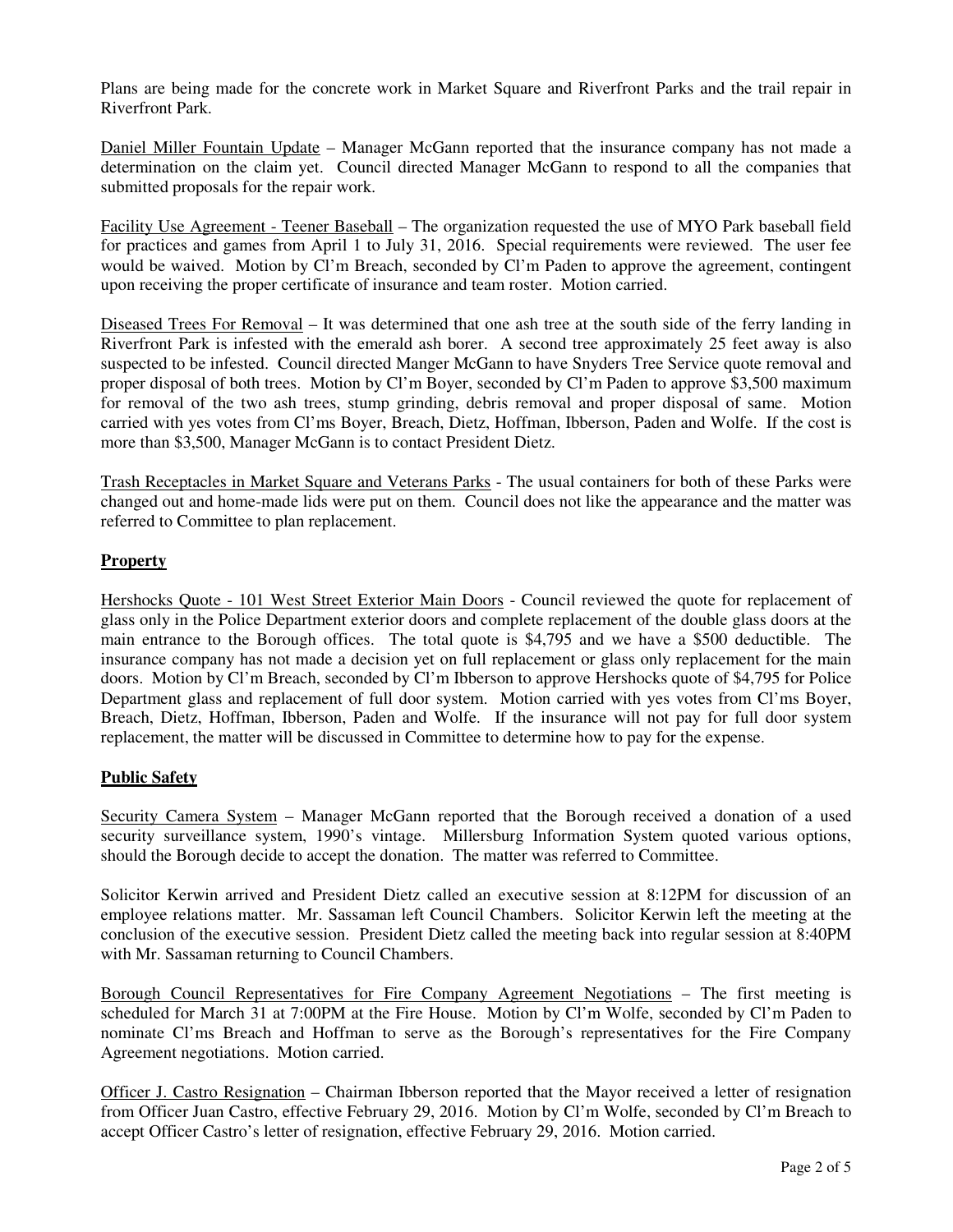Plans are being made for the concrete work in Market Square and Riverfront Parks and the trail repair in Riverfront Park.

Daniel Miller Fountain Update – Manager McGann reported that the insurance company has not made a determination on the claim yet. Council directed Manager McGann to respond to all the companies that submitted proposals for the repair work.

Facility Use Agreement - Teener Baseball – The organization requested the use of MYO Park baseball field for practices and games from April 1 to July 31, 2016. Special requirements were reviewed. The user fee would be waived. Motion by Cl'm Breach, seconded by Cl'm Paden to approve the agreement, contingent upon receiving the proper certificate of insurance and team roster. Motion carried.

Diseased Trees For Removal – It was determined that one ash tree at the south side of the ferry landing in Riverfront Park is infested with the emerald ash borer. A second tree approximately 25 feet away is also suspected to be infested. Council directed Manger McGann to have Snyders Tree Service quote removal and proper disposal of both trees. Motion by Cl'm Boyer, seconded by Cl'm Paden to approve $3,500 maximum for removal of the two ash trees, stump grinding, debris removal and proper disposal of same. Motion carried with yes votes from Cl'ms Boyer, Breach, Dietz, Hoffman, Ibberson, Paden and Wolfe. If the cost is more than $3,500, Manager McGann is to contact President Dietz.

Trash Receptacles in Market Square and Veterans Parks - The usual containers for both of these Parks were changed out and home-made lids were put on them. Council does not like the appearance and the matter was referred to Committee to plan replacement.

**Property**

Hershocks Quote - 101 West Street Exterior Main Doors - Council reviewed the quote for replacement of glass only in the Police Department exterior doors and complete replacement of the double glass doors at the main entrance to the Borough offices. The total quote is $4,795 and we have a $500 deductible. The insurance company has not made a decision yet on full replacement or glass only replacement for the main doors. Motion by Cl'm Breach, seconded by Cl'm Ibberson to approve Hershocks quote of $4,795 for Police Department glass and replacement of full door system. Motion carried with yes votes from Cl'ms Boyer, Breach, Dietz, Hoffman, Ibberson, Paden and Wolfe. If the insurance will not pay for full door system replacement, the matter will be discussed in Committee to determine how to pay for the expense.

**Public Safety**

Security Camera System – Manager McGann reported that the Borough received a donation of a used security surveillance system, 1990's vintage. Millersburg Information System quoted various options, should the Borough decide to accept the donation. The matter was referred to Committee.

Solicitor Kerwin arrived and President Dietz called an executive session at 8:12PM for discussion of an employee relations matter. Mr. Sassaman left Council Chambers. Solicitor Kerwin left the meeting at the conclusion of the executive session. President Dietz called the meeting back into regular session at 8:40PM with Mr. Sassaman returning to Council Chambers.

Borough Council Representatives for Fire Company Agreement Negotiations – The first meeting is scheduled for March 31 at 7:00PM at the Fire House. Motion by Cl'm Wolfe, seconded by Cl'm Paden to nominate Cl'ms Breach and Hoffman to serve as the Borough's representatives for the Fire Company Agreement negotiations. Motion carried.

Officer J. Castro Resignation – Chairman Ibberson reported that the Mayor received a letter of resignation from Officer Juan Castro, effective February 29, 2016. Motion by Cl'm Wolfe, seconded by Cl'm Breach to accept Officer Castro's letter of resignation, effective February 29, 2016. Motion carried.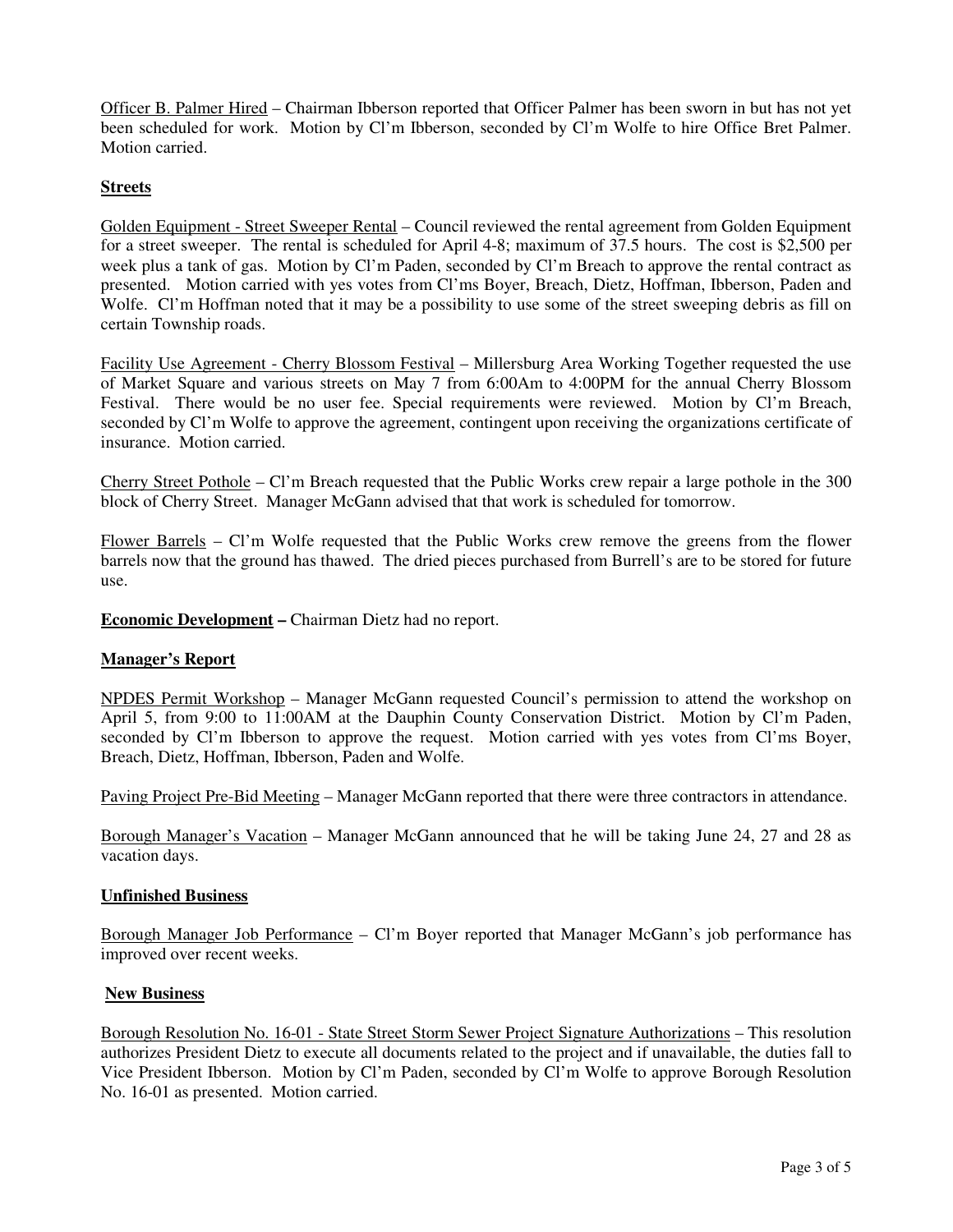<u>Officer B. Palmer Hired</u> – Chairman Ibberson reported that Officer Palmer has been sworn in but has not yet been scheduled for work. Motion by Cl'm Ibberson, seconded by Cl'm Wolfe to hire Office Bret Palmer. Motion carried.

## Streets

<u>Golden Equipment - Street Sweeper Rental</u> – Council reviewed the rental agreement from Golden Equipment for a street sweeper. The rental is scheduled for April 4-8; maximum of 37.5 hours. The cost is $2,500 per week plus a tank of gas. Motion by Cl'm Paden, seconded by Cl'm Breach to approve the rental contract as presented. Motion carried with yes votes from Cl'ms Boyer, Breach, Dietz, Hoffman, Ibberson, Paden and Wolfe. Cl'm Hoffman noted that it may be a possibility to use some of the street sweeping debris as fill on certain Township roads.

<u>Facility Use Agreement - Cherry Blossom Festival</u> – Millersburg Area Working Together requested the use of Market Square and various streets on May 7 from 6:00Am to 4:00PM for the annual Cherry Blossom Festival. There would be no user fee. Special requirements were reviewed. Motion by Cl'm Breach, seconded by Cl'm Wolfe to approve the agreement, contingent upon receiving the organizations certificate of insurance. Motion carried.

<u>Cherry Street Pothole</u> – Cl'm Breach requested that the Public Works crew repair a large pothole in the 300 block of Cherry Street. Manager McGann advised that that work is scheduled for tomorrow.

<u>Flower Barrels</u> – Cl'm Wolfe requested that the Public Works crew remove the greens from the flower barrels now that the ground has thawed. The dried pieces purchased from Burrell's are to be stored for future use.

**Economic Development –** Chairman Dietz had no report.

## Manager's Report

<u>NPDES Permit Workshop</u> – Manager McGann requested Council's permission to attend the workshop on April 5, from 9:00 to 11:00AM at the Dauphin County Conservation District. Motion by Cl'm Paden, seconded by Cl'm Ibberson to approve the request. Motion carried with yes votes from Cl'ms Boyer, Breach, Dietz, Hoffman, Ibberson, Paden and Wolfe.

<u>Paving Project Pre-Bid Meeting</u> – Manager McGann reported that there were three contractors in attendance.

<u>Borough Manager's Vacation</u> – Manager McGann announced that he will be taking June 24, 27 and 28 as vacation days.

## Unfinished Business

<u>Borough Manager Job Performance</u> – Cl'm Boyer reported that Manager McGann's job performance has improved over recent weeks.

## New Business

<u>Borough Resolution No. 16-01 - State Street Storm Sewer Project Signature Authorizations</u> – This resolution authorizes President Dietz to execute all documents related to the project and if unavailable, the duties fall to Vice President Ibberson. Motion by Cl'm Paden, seconded by Cl'm Wolfe to approve Borough Resolution No. 16-01 as presented. Motion carried.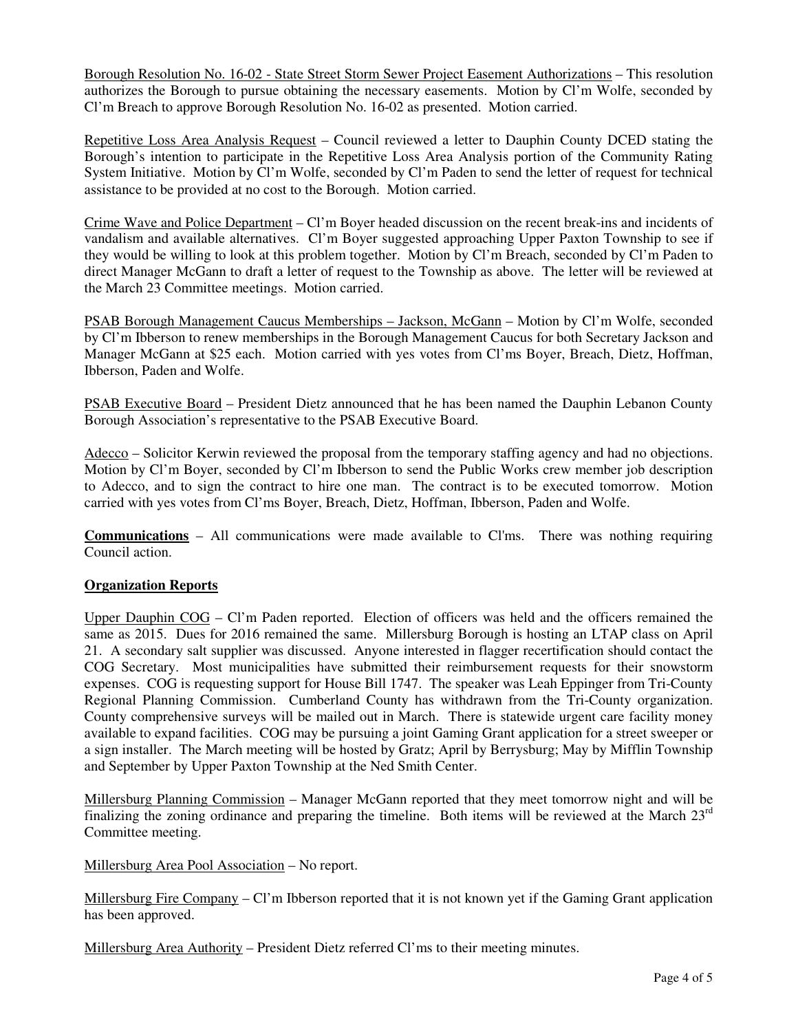Borough Resolution No. 16-02 - State Street Storm Sewer Project Easement Authorizations – This resolution authorizes the Borough to pursue obtaining the necessary easements. Motion by Cl'm Wolfe, seconded by Cl'm Breach to approve Borough Resolution No. 16-02 as presented. Motion carried.

Repetitive Loss Area Analysis Request – Council reviewed a letter to Dauphin County DCED stating the Borough's intention to participate in the Repetitive Loss Area Analysis portion of the Community Rating System Initiative. Motion by Cl'm Wolfe, seconded by Cl'm Paden to send the letter of request for technical assistance to be provided at no cost to the Borough. Motion carried.

Crime Wave and Police Department – Cl'm Boyer headed discussion on the recent break-ins and incidents of vandalism and available alternatives. Cl'm Boyer suggested approaching Upper Paxton Township to see if they would be willing to look at this problem together. Motion by Cl'm Breach, seconded by Cl'm Paden to direct Manager McGann to draft a letter of request to the Township as above. The letter will be reviewed at the March 23 Committee meetings. Motion carried.

PSAB Borough Management Caucus Memberships – Jackson, McGann – Motion by Cl'm Wolfe, seconded by Cl'm Ibberson to renew memberships in the Borough Management Caucus for both Secretary Jackson and Manager McGann at $25 each. Motion carried with yes votes from Cl'ms Boyer, Breach, Dietz, Hoffman, Ibberson, Paden and Wolfe.

PSAB Executive Board – President Dietz announced that he has been named the Dauphin Lebanon County Borough Association's representative to the PSAB Executive Board.

Adecco – Solicitor Kerwin reviewed the proposal from the temporary staffing agency and had no objections. Motion by Cl'm Boyer, seconded by Cl'm Ibberson to send the Public Works crew member job description to Adecco, and to sign the contract to hire one man. The contract is to be executed tomorrow. Motion carried with yes votes from Cl'ms Boyer, Breach, Dietz, Hoffman, Ibberson, Paden and Wolfe.

**Communications** – All communications were made available to Cl'ms. There was nothing requiring Council action.

**Organization Reports**

Upper Dauphin COG – Cl'm Paden reported. Election of officers was held and the officers remained the same as 2015. Dues for 2016 remained the same. Millersburg Borough is hosting an LTAP class on April 21. A secondary salt supplier was discussed. Anyone interested in flagger recertification should contact the COG Secretary. Most municipalities have submitted their reimbursement requests for their snowstorm expenses. COG is requesting support for House Bill 1747. The speaker was Leah Eppinger from Tri-County Regional Planning Commission. Cumberland County has withdrawn from the Tri-County organization. County comprehensive surveys will be mailed out in March. There is statewide urgent care facility money available to expand facilities. COG may be pursuing a joint Gaming Grant application for a street sweeper or a sign installer. The March meeting will be hosted by Gratz; April by Berrysburg; May by Mifflin Township and September by Upper Paxton Township at the Ned Smith Center.

Millersburg Planning Commission – Manager McGann reported that they meet tomorrow night and will be finalizing the zoning ordinance and preparing the timeline. Both items will be reviewed at the March 23rd Committee meeting.

Millersburg Area Pool Association – No report.

Millersburg Fire Company – Cl'm Ibberson reported that it is not known yet if the Gaming Grant application has been approved.

Millersburg Area Authority – President Dietz referred Cl'ms to their meeting minutes.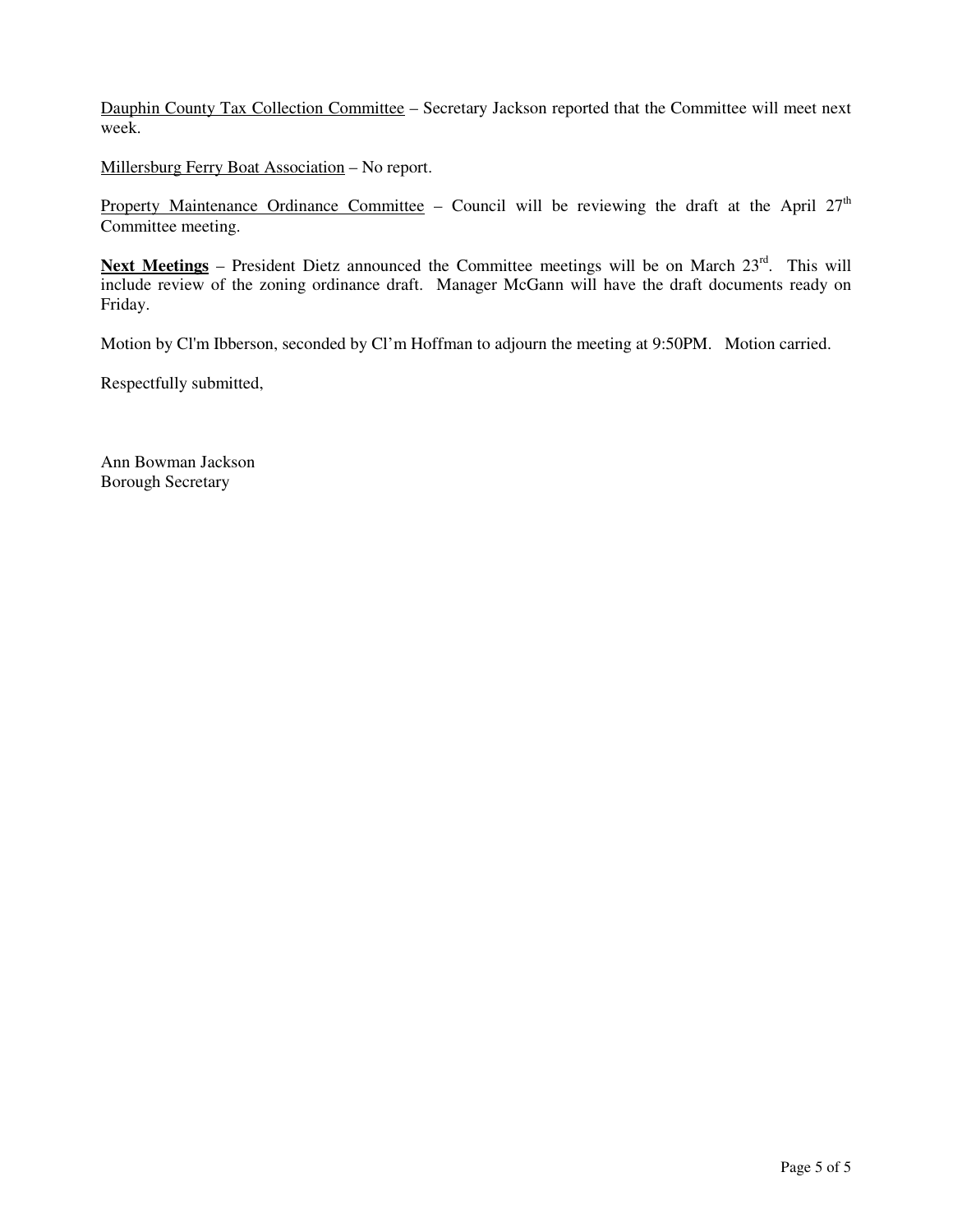Dauphin County Tax Collection Committee – Secretary Jackson reported that the Committee will meet next week.

Millersburg Ferry Boat Association – No report.

Property Maintenance Ordinance Committee – Council will be reviewing the draft at the April 27th Committee meeting.

**Next Meetings** – President Dietz announced the Committee meetings will be on March 23rd. This will include review of the zoning ordinance draft. Manager McGann will have the draft documents ready on Friday.

Motion by Cl'm Ibberson, seconded by Cl'm Hoffman to adjourn the meeting at 9:50PM. Motion carried.

Respectfully submitted,

Ann Bowman Jackson
Borough Secretary